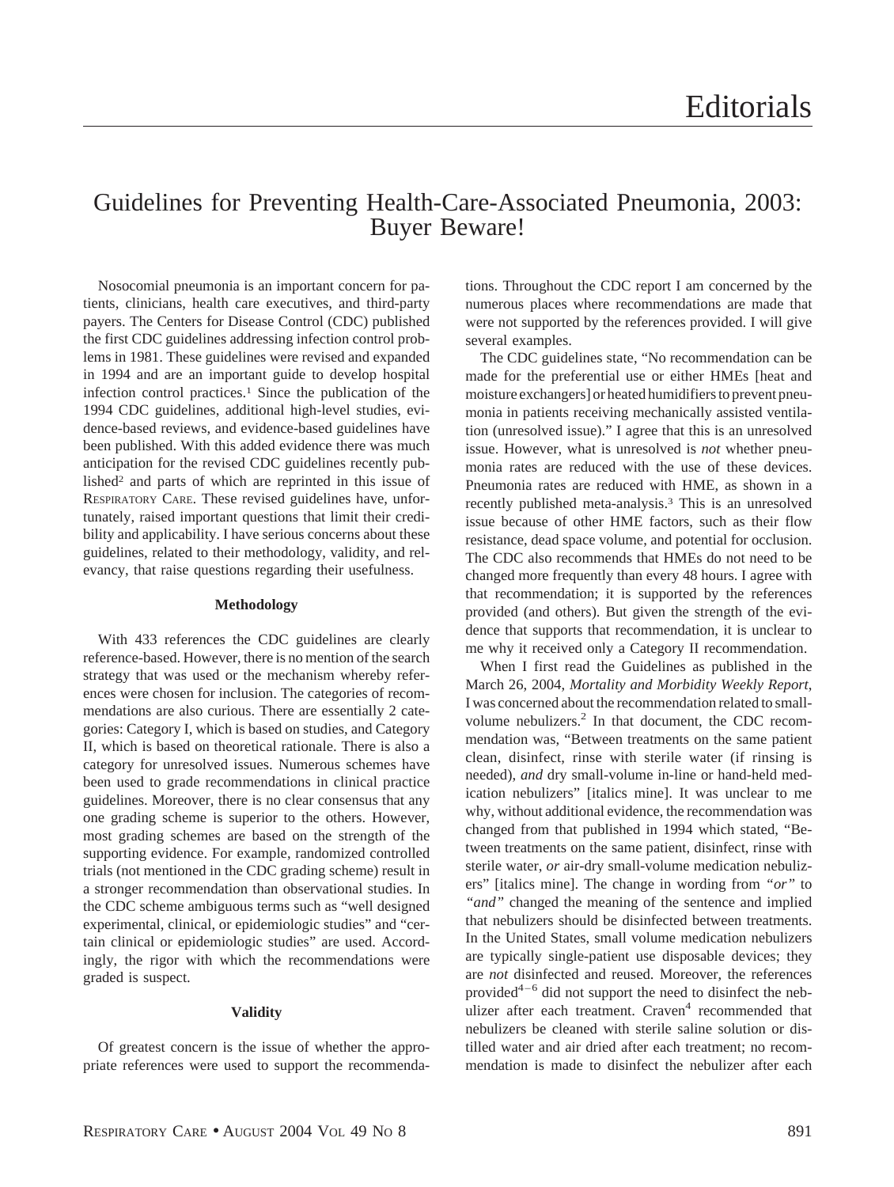# Editorials

## Guidelines for Preventing Health-Care-Associated Pneumonia, 2003: Buyer Beware!

Nosocomial pneumonia is an important concern for patients, clinicians, health care executives, and third-party payers. The Centers for Disease Control (CDC) published the first CDC guidelines addressing infection control problems in 1981. These guidelines were revised and expanded in 1994 and are an important guide to develop hospital infection control practices.[1] Since the publication of the 1994 CDC guidelines, additional high-level studies, evidence-based reviews, and evidence-based guidelines have been published. With this added evidence there was much anticipation for the revised CDC guidelines recently published[2] and parts of which are reprinted in this issue of Respiratory Care. These revised guidelines have, unfortunately, raised important questions that limit their credibility and applicability. I have serious concerns about these guidelines, related to their methodology, validity, and relevancy, that raise questions regarding their usefulness.

### Methodology

With 433 references the CDC guidelines are clearly reference-based. However, there is no mention of the search strategy that was used or the mechanism whereby references were chosen for inclusion. The categories of recommendations are also curious. There are essentially 2 categories: Category I, which is based on studies, and Category II, which is based on theoretical rationale. There is also a category for unresolved issues. Numerous schemes have been used to grade recommendations in clinical practice guidelines. Moreover, there is no clear consensus that any one grading scheme is superior to the others. However, most grading schemes are based on the strength of the supporting evidence. For example, randomized controlled trials (not mentioned in the CDC grading scheme) result in a stronger recommendation than observational studies. In the CDC scheme ambiguous terms such as "well designed experimental, clinical, or epidemiologic studies" and "certain clinical or epidemiologic studies" are used. Accordingly, the rigor with which the recommendations were graded is suspect.

### Validity

Of greatest concern is the issue of whether the appropriate references were used to support the recommendations. Throughout the CDC report I am concerned by the numerous places where recommendations are made that were not supported by the references provided. I will give several examples.

The CDC guidelines state, "No recommendation can be made for the preferential use or either HMEs [heat and moisture exchangers] or heated humidifiers to prevent pneumonia in patients receiving mechanically assisted ventilation (unresolved issue)." I agree that this is an unresolved issue. However, what is unresolved is *not* whether pneumonia rates are reduced with the use of these devices. Pneumonia rates are reduced with HME, as shown in a recently published meta-analysis.[3] This is an unresolved issue because of other HME factors, such as their flow resistance, dead space volume, and potential for occlusion. The CDC also recommends that HMEs do not need to be changed more frequently than every 48 hours. I agree with that recommendation; it is supported by the references provided (and others). But given the strength of the evidence that supports that recommendation, it is unclear to me why it received only a Category II recommendation.

When I first read the Guidelines as published in the March 26, 2004, *Mortality and Morbidity Weekly Report*, I was concerned about the recommendation related to small-volume nebulizers.[2] In that document, the CDC recommendation was, "Between treatments on the same patient clean, disinfect, rinse with sterile water (if rinsing is needed), *and* dry small-volume in-line or hand-held medication nebulizers" [italics mine]. It was unclear to me why, without additional evidence, the recommendation was changed from that published in 1994 which stated, "Between treatments on the same patient, disinfect, rinse with sterile water, *or* air-dry small-volume medication nebulizers" [italics mine]. The change in wording from *"or"* to *"and"* changed the meaning of the sentence and implied that nebulizers should be disinfected between treatments. In the United States, small volume medication nebulizers are typically single-patient use disposable devices; they are *not* disinfected and reused. Moreover, the references provided[4–6] did not support the need to disinfect the nebulizer after each treatment. Craven[4] recommended that nebulizers be cleaned with sterile saline solution or distilled water and air dried after each treatment; no recommendation is made to disinfect the nebulizer after each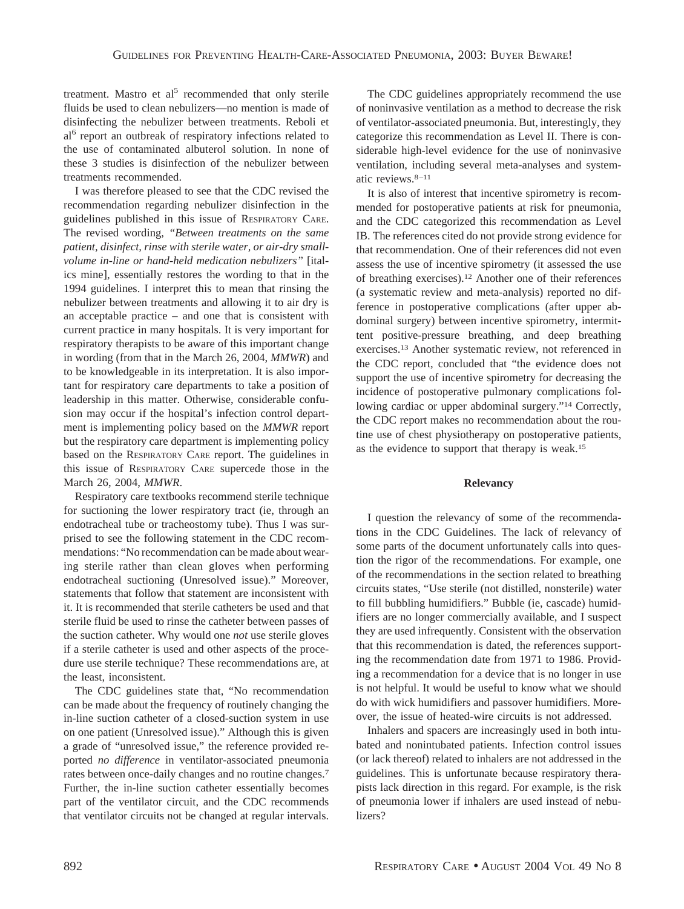treatment. Mastro et al[5] recommended that only sterile fluids be used to clean nebulizers—no mention is made of disinfecting the nebulizer between treatments. Reboli et al[6] report an outbreak of respiratory infections related to the use of contaminated albuterol solution. In none of these 3 studies is disinfection of the nebulizer between treatments recommended.

I was therefore pleased to see that the CDC revised the recommendation regarding nebulizer disinfection in the guidelines published in this issue of RESPIRATORY CARE. The revised wording, *"Between treatments on the same patient, disinfect, rinse with sterile water, or air-dry small-volume in-line or hand-held medication nebulizers"* [italics mine], essentially restores the wording to that in the 1994 guidelines. I interpret this to mean that rinsing the nebulizer between treatments and allowing it to air dry is an acceptable practice – and one that is consistent with current practice in many hospitals. It is very important for respiratory therapists to be aware of this important change in wording (from that in the March 26, 2004, *MMWR*) and to be knowledgeable in its interpretation. It is also important for respiratory care departments to take a position of leadership in this matter. Otherwise, considerable confusion may occur if the hospital's infection control department is implementing policy based on the *MMWR* report but the respiratory care department is implementing policy based on the RESPIRATORY CARE report. The guidelines in this issue of RESPIRATORY CARE supercede those in the March 26, 2004, *MMWR*.

Respiratory care textbooks recommend sterile technique for suctioning the lower respiratory tract (ie, through an endotracheal tube or tracheostomy tube). Thus I was surprised to see the following statement in the CDC recommendations: "No recommendation can be made about wearing sterile rather than clean gloves when performing endotracheal suctioning (Unresolved issue)." Moreover, statements that follow that statement are inconsistent with it. It is recommended that sterile catheters be used and that sterile fluid be used to rinse the catheter between passes of the suction catheter. Why would one *not* use sterile gloves if a sterile catheter is used and other aspects of the procedure use sterile technique? These recommendations are, at the least, inconsistent.

The CDC guidelines state that, "No recommendation can be made about the frequency of routinely changing the in-line suction catheter of a closed-suction system in use on one patient (Unresolved issue)." Although this is given a grade of "unresolved issue," the reference provided reported *no difference* in ventilator-associated pneumonia rates between once-daily changes and no routine changes.[7] Further, the in-line suction catheter essentially becomes part of the ventilator circuit, and the CDC recommends that ventilator circuits not be changed at regular intervals.

The CDC guidelines appropriately recommend the use of noninvasive ventilation as a method to decrease the risk of ventilator-associated pneumonia. But, interestingly, they categorize this recommendation as Level II. There is considerable high-level evidence for the use of noninvasive ventilation, including several meta-analyses and systematic reviews.[8–11]

It is also of interest that incentive spirometry is recommended for postoperative patients at risk for pneumonia, and the CDC categorized this recommendation as Level IB. The references cited do not provide strong evidence for that recommendation. One of their references did not even assess the use of incentive spirometry (it assessed the use of breathing exercises).[12] Another one of their references (a systematic review and meta-analysis) reported no difference in postoperative complications (after upper abdominal surgery) between incentive spirometry, intermittent positive-pressure breathing, and deep breathing exercises.[13] Another systematic review, not referenced in the CDC report, concluded that "the evidence does not support the use of incentive spirometry for decreasing the incidence of postoperative pulmonary complications following cardiac or upper abdominal surgery."[14] Correctly, the CDC report makes no recommendation about the routine use of chest physiotherapy on postoperative patients, as the evidence to support that therapy is weak.[15]

## Relevancy

I question the relevancy of some of the recommendations in the CDC Guidelines. The lack of relevancy of some parts of the document unfortunately calls into question the rigor of the recommendations. For example, one of the recommendations in the section related to breathing circuits states, "Use sterile (not distilled, nonsterile) water to fill bubbling humidifiers." Bubble (ie, cascade) humidifiers are no longer commercially available, and I suspect they are used infrequently. Consistent with the observation that this recommendation is dated, the references supporting the recommendation date from 1971 to 1986. Providing a recommendation for a device that is no longer in use is not helpful. It would be useful to know what we should do with wick humidifiers and passover humidifiers. Moreover, the issue of heated-wire circuits is not addressed.

Inhalers and spacers are increasingly used in both intubated and nonintubated patients. Infection control issues (or lack thereof) related to inhalers are not addressed in the guidelines. This is unfortunate because respiratory therapists lack direction in this regard. For example, is the risk of pneumonia lower if inhalers are used instead of nebulizers?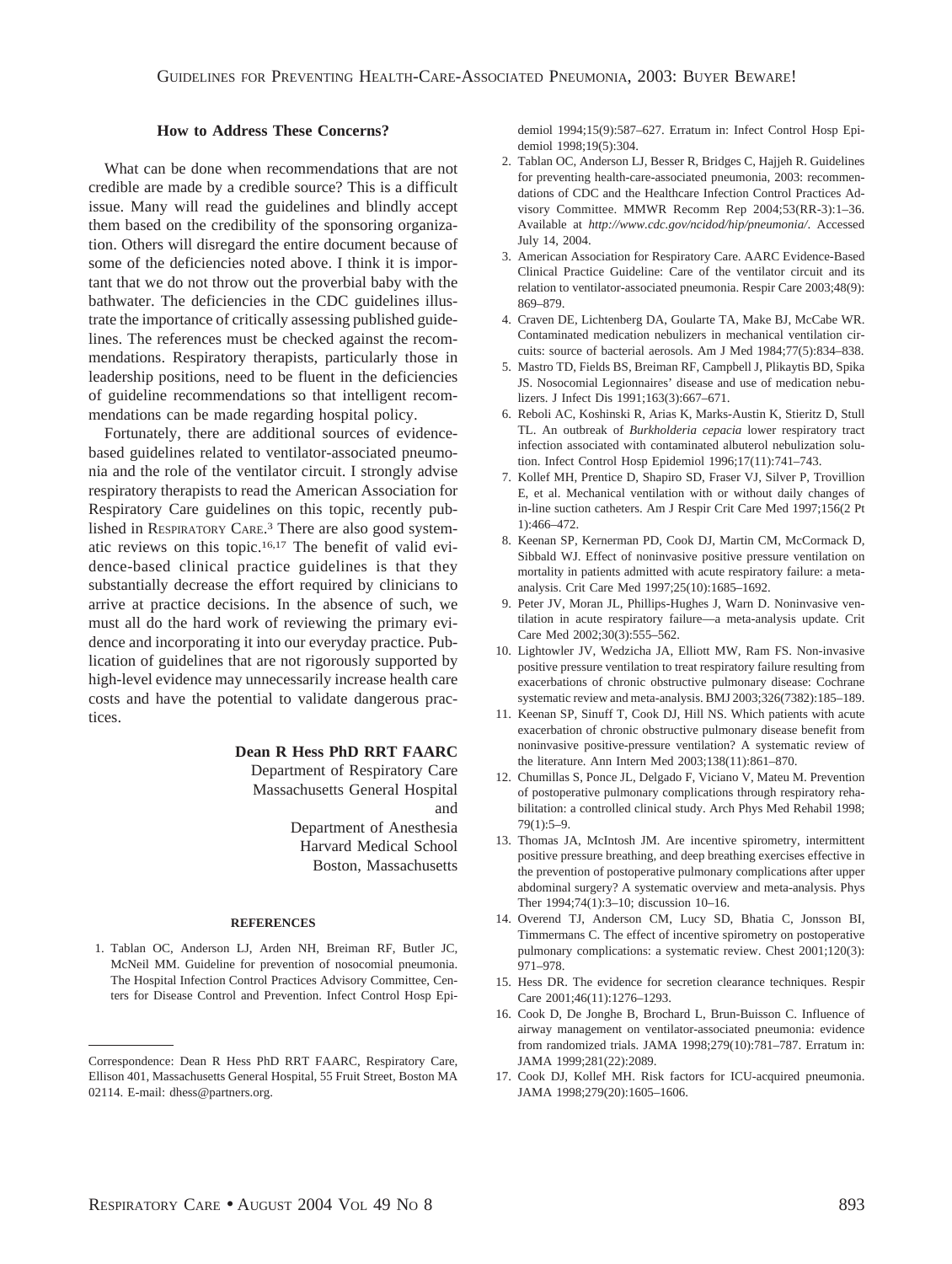### How to Address These Concerns?

What can be done when recommendations that are not credible are made by a credible source? This is a difficult issue. Many will read the guidelines and blindly accept them based on the credibility of the sponsoring organization. Others will disregard the entire document because of some of the deficiencies noted above. I think it is important that we do not throw out the proverbial baby with the bathwater. The deficiencies in the CDC guidelines illustrate the importance of critically assessing published guidelines. The references must be checked against the recommendations. Respiratory therapists, particularly those in leadership positions, need to be fluent in the deficiencies of guideline recommendations so that intelligent recommendations can be made regarding hospital policy.

Fortunately, there are additional sources of evidence-based guidelines related to ventilator-associated pneumonia and the role of the ventilator circuit. I strongly advise respiratory therapists to read the American Association for Respiratory Care guidelines on this topic, recently published in RESPIRATORY CARE.[3] There are also good systematic reviews on this topic.[16,17] The benefit of valid evidence-based clinical practice guidelines is that they substantially decrease the effort required by clinicians to arrive at practice decisions. In the absence of such, we must all do the hard work of reviewing the primary evidence and incorporating it into our everyday practice. Publication of guidelines that are not rigorously supported by high-level evidence may unnecessarily increase health care costs and have the potential to validate dangerous practices.

**Dean R Hess PhD RRT FAARC**
Department of Respiratory Care
Massachusetts General Hospital
and
Department of Anesthesia
Harvard Medical School
Boston, Massachusetts

Correspondence: Dean R Hess PhD RRT FAARC, Respiratory Care, Ellison 401, Massachusetts General Hospital, 55 Fruit Street, Boston MA 02114. E-mail: dhess@partners.org.

#### REFERENCES

1. Tablan OC, Anderson LJ, Arden NH, Breiman RF, Butler JC, McNeil MM. Guideline for prevention of nosocomial pneumonia. The Hospital Infection Control Practices Advisory Committee, Centers for Disease Control and Prevention. Infect Control Hosp Epidemiol 1994;15(9):587–627. Erratum in: Infect Control Hosp Epidemiol 1998;19(5):304.
2. Tablan OC, Anderson LJ, Besser R, Bridges C, Hajjeh R. Guidelines for preventing health-care-associated pneumonia, 2003: recommendations of CDC and the Healthcare Infection Control Practices Advisory Committee. MMWR Recomm Rep 2004;53(RR-3):1–36. Available at *http://www.cdc.gov/ncidod/hip/pneumonia/*. Accessed July 14, 2004.
3. American Association for Respiratory Care. AARC Evidence-Based Clinical Practice Guideline: Care of the ventilator circuit and its relation to ventilator-associated pneumonia. Respir Care 2003;48(9): 869–879.
4. Craven DE, Lichtenberg DA, Goularte TA, Make BJ, McCabe WR. Contaminated medication nebulizers in mechanical ventilation circuits: source of bacterial aerosols. Am J Med 1984;77(5):834–838.
5. Mastro TD, Fields BS, Breiman RF, Campbell J, Plikaytis BD, Spika JS. Nosocomial Legionnaires' disease and use of medication nebulizers. J Infect Dis 1991;163(3):667–671.
6. Reboli AC, Koshinski R, Arias K, Marks-Austin K, Stieritz D, Stull TL. An outbreak of *Burkholderia cepacia* lower respiratory tract infection associated with contaminated albuterol nebulization solution. Infect Control Hosp Epidemiol 1996;17(11):741–743.
7. Kollef MH, Prentice D, Shapiro SD, Fraser VJ, Silver P, Trovillion E, et al. Mechanical ventilation with or without daily changes of in-line suction catheters. Am J Respir Crit Care Med 1997;156(2 Pt 1):466–472.
8. Keenan SP, Kernerman PD, Cook DJ, Martin CM, McCormack D, Sibbald WJ. Effect of noninvasive positive pressure ventilation on mortality in patients admitted with acute respiratory failure: a meta-analysis. Crit Care Med 1997;25(10):1685–1692.
9. Peter JV, Moran JL, Phillips-Hughes J, Warn D. Noninvasive ventilation in acute respiratory failure—a meta-analysis update. Crit Care Med 2002;30(3):555–562.
10. Lightowler JV, Wedzicha JA, Elliott MW, Ram FS. Non-invasive positive pressure ventilation to treat respiratory failure resulting from exacerbations of chronic obstructive pulmonary disease: Cochrane systematic review and meta-analysis. BMJ 2003;326(7382):185–189.
11. Keenan SP, Sinuff T, Cook DJ, Hill NS. Which patients with acute exacerbation of chronic obstructive pulmonary disease benefit from noninvasive positive-pressure ventilation? A systematic review of the literature. Ann Intern Med 2003;138(11):861–870.
12. Chumillas S, Ponce JL, Delgado F, Viciano V, Mateu M. Prevention of postoperative pulmonary complications through respiratory rehabilitation: a controlled clinical study. Arch Phys Med Rehabil 1998; 79(1):5–9.
13. Thomas JA, McIntosh JM. Are incentive spirometry, intermittent positive pressure breathing, and deep breathing exercises effective in the prevention of postoperative pulmonary complications after upper abdominal surgery? A systematic overview and meta-analysis. Phys Ther 1994;74(1):3–10; discussion 10–16.
14. Overend TJ, Anderson CM, Lucy SD, Bhatia C, Jonsson BI, Timmermans C. The effect of incentive spirometry on postoperative pulmonary complications: a systematic review. Chest 2001;120(3): 971–978.
15. Hess DR. The evidence for secretion clearance techniques. Respir Care 2001;46(11):1276–1293.
16. Cook D, De Jonghe B, Brochard L, Brun-Buisson C. Influence of airway management on ventilator-associated pneumonia: evidence from randomized trials. JAMA 1998;279(10):781–787. Erratum in: JAMA 1999;281(22):2089.
17. Cook DJ, Kollef MH. Risk factors for ICU-acquired pneumonia. JAMA 1998;279(20):1605–1606.